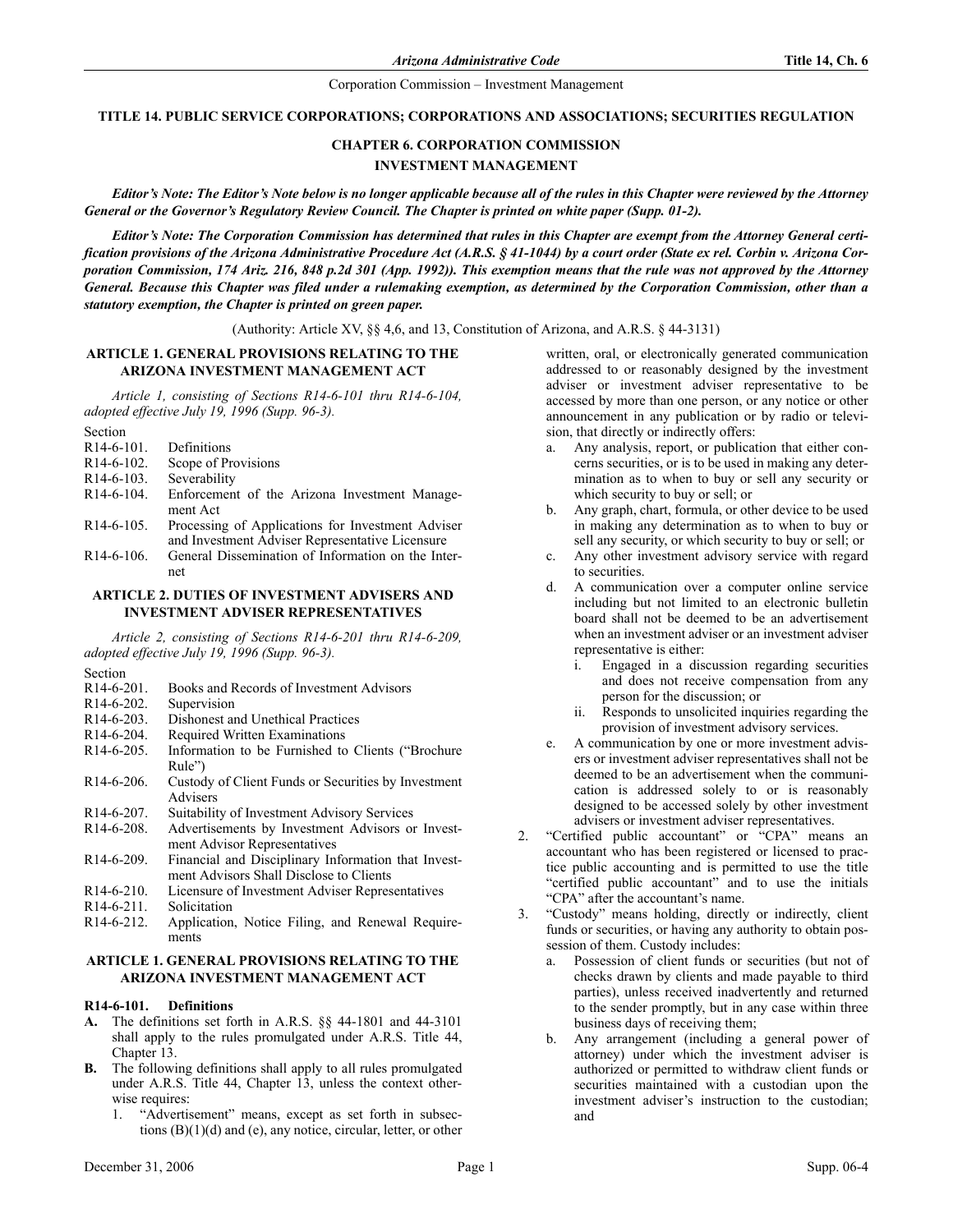# TITLE 14. PUBLIC SERVICE CORPORATIONS; CORPORATIONS AND ASSOCIATIONS; SECURITIES REGULATION

## CHAPTER 6. CORPORATION COMMISSION
## INVESTMENT MANAGEMENT

***Editor's Note: The Editor's Note below is no longer applicable because all of the rules in this Chapter were reviewed by the Attorney General or the Governor's Regulatory Review Council. The Chapter is printed on white paper (Supp. 01-2).***

***Editor's Note: The Corporation Commission has determined that rules in this Chapter are exempt from the Attorney General certification provisions of the Arizona Administrative Procedure Act (A.R.S. § 41-1044) by a court order (State ex rel. Corbin v. Arizona Corporation Commission, 174 Ariz. 216, 848 p.2d 301 (App. 1992)). This exemption means that the rule was not approved by the Attorney General. Because this Chapter was filed under a rulemaking exemption, as determined by the Corporation Commission, other than a statutory exemption, the Chapter is printed on green paper.***

(Authority: Article XV, §§ 4,6, and 13, Constitution of Arizona, and A.R.S. § 44-3131)

### ARTICLE 1. GENERAL PROVISIONS RELATING TO THE ARIZONA INVESTMENT MANAGEMENT ACT

*Article 1, consisting of Sections R14-6-101 thru R14-6-104, adopted effective July 19, 1996 (Supp. 96-3).*

Section
- R14-6-101. Definitions
- R14-6-102. Scope of Provisions
- R14-6-103. Severability
- R14-6-104. Enforcement of the Arizona Investment Management Act
- R14-6-105. Processing of Applications for Investment Adviser and Investment Adviser Representative Licensure
- R14-6-106. General Dissemination of Information on the Internet

### ARTICLE 2. DUTIES OF INVESTMENT ADVISERS AND INVESTMENT ADVISER REPRESENTATIVES

*Article 2, consisting of Sections R14-6-201 thru R14-6-209, adopted effective July 19, 1996 (Supp. 96-3).*

Section
- R14-6-201. Books and Records of Investment Advisors
- R14-6-202. Supervision
- R14-6-203. Dishonest and Unethical Practices
- R14-6-204. Required Written Examinations
- R14-6-205. Information to be Furnished to Clients ("Brochure Rule")
- R14-6-206. Custody of Client Funds or Securities by Investment Advisers
- R14-6-207. Suitability of Investment Advisory Services
- R14-6-208. Advertisements by Investment Advisors or Investment Advisor Representatives
- R14-6-209. Financial and Disciplinary Information that Investment Advisors Shall Disclose to Clients
- R14-6-210. Licensure of Investment Adviser Representatives
- R14-6-211. Solicitation
- R14-6-212. Application, Notice Filing, and Renewal Requirements

### ARTICLE 1. GENERAL PROVISIONS RELATING TO THE ARIZONA INVESTMENT MANAGEMENT ACT

#### R14-6-101. Definitions

**A.** The definitions set forth in A.R.S. §§ 44-1801 and 44-3101 shall apply to the rules promulgated under A.R.S. Title 44, Chapter 13.

**B.** The following definitions shall apply to all rules promulgated under A.R.S. Title 44, Chapter 13, unless the context otherwise requires:

1. "Advertisement" means, except as set forth in subsections (B)(1)(d) and (e), any notice, circular, letter, or other written, oral, or electronically generated communication addressed to or reasonably designed by the investment adviser or investment adviser representative to be accessed by more than one person, or any notice or other announcement in any publication or by radio or television, that directly or indirectly offers:
   a. Any analysis, report, or publication that either concerns securities, or is to be used in making any determination as to when to buy or sell any security or which security to buy or sell; or
   b. Any graph, chart, formula, or other device to be used in making any determination as to when to buy or sell any security, or which security to buy or sell; or
   c. Any other investment advisory service with regard to securities.
   d. A communication over a computer online service including but not limited to an electronic bulletin board shall not be deemed to be an advertisement when an investment adviser or an investment adviser representative is either:
      i. Engaged in a discussion regarding securities and does not receive compensation from any person for the discussion; or
      ii. Responds to unsolicited inquiries regarding the provision of investment advisory services.
   e. A communication by one or more investment advisers or investment adviser representatives shall not be deemed to be an advertisement when the communication is addressed solely to or is reasonably designed to be accessed solely by other investment advisers or investment adviser representatives.
2. "Certified public accountant" or "CPA" means an accountant who has been registered or licensed to practice public accounting and is permitted to use the title "certified public accountant" and to use the initials "CPA" after the accountant's name.
3. "Custody" means holding, directly or indirectly, client funds or securities, or having any authority to obtain possession of them. Custody includes:
   a. Possession of client funds or securities (but not of checks drawn by clients and made payable to third parties), unless received inadvertently and returned to the sender promptly, but in any case within three business days of receiving them;
   b. Any arrangement (including a general power of attorney) under which the investment adviser is authorized or permitted to withdraw client funds or securities maintained with a custodian upon the investment adviser's instruction to the custodian; and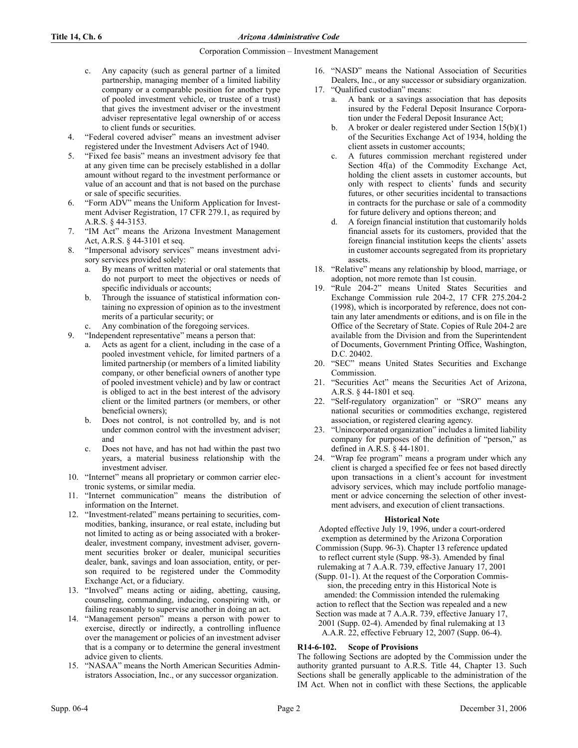c. Any capacity (such as general partner of a limited partnership, managing member of a limited liability company or a comparable position for another type of pooled investment vehicle, or trustee of a trust) that gives the investment adviser or the investment adviser representative legal ownership of or access to client funds or securities.

4. "Federal covered adviser" means an investment adviser registered under the Investment Advisers Act of 1940.
5. "Fixed fee basis" means an investment advisory fee that at any given time can be precisely established in a dollar amount without regard to the investment performance or value of an account and that is not based on the purchase or sale of specific securities.
6. "Form ADV" means the Uniform Application for Investment Adviser Registration, 17 CFR 279.1, as required by A.R.S. § 44-3153.
7. "IM Act" means the Arizona Investment Management Act, A.R.S. § 44-3101 et seq.
8. "Impersonal advisory services" means investment advisory services provided solely:
   a. By means of written material or oral statements that do not purport to meet the objectives or needs of specific individuals or accounts;
   b. Through the issuance of statistical information containing no expression of opinion as to the investment merits of a particular security; or
   c. Any combination of the foregoing services.
9. "Independent representative" means a person that:
   a. Acts as agent for a client, including in the case of a pooled investment vehicle, for limited partners of a limited partnership (or members of a limited liability company, or other beneficial owners of another type of pooled investment vehicle) and by law or contract is obliged to act in the best interest of the advisory client or the limited partners (or members, or other beneficial owners);
   b. Does not control, is not controlled by, and is not under common control with the investment adviser; and
   c. Does not have, and has not had within the past two years, a material business relationship with the investment adviser.
10. "Internet" means all proprietary or common carrier electronic systems, or similar media.
11. "Internet communication" means the distribution of information on the Internet.
12. "Investment-related" means pertaining to securities, commodities, banking, insurance, or real estate, including but not limited to acting as or being associated with a broker-dealer, investment company, investment adviser, government securities broker or dealer, municipal securities dealer, bank, savings and loan association, entity, or person required to be registered under the Commodity Exchange Act, or a fiduciary.
13. "Involved" means acting or aiding, abetting, causing, counseling, commanding, inducing, conspiring with, or failing reasonably to supervise another in doing an act.
14. "Management person" means a person with power to exercise, directly or indirectly, a controlling influence over the management or policies of an investment adviser that is a company or to determine the general investment advice given to clients.
15. "NASAA" means the North American Securities Administrators Association, Inc., or any successor organization.
16. "NASD" means the National Association of Securities Dealers, Inc., or any successor or subsidiary organization.
17. "Qualified custodian" means:
   a. A bank or a savings association that has deposits insured by the Federal Deposit Insurance Corporation under the Federal Deposit Insurance Act;
   b. A broker or dealer registered under Section 15(b)(1) of the Securities Exchange Act of 1934, holding the client assets in customer accounts;
   c. A futures commission merchant registered under Section 4f(a) of the Commodity Exchange Act, holding the client assets in customer accounts, but only with respect to clients' funds and security futures, or other securities incidental to transactions in contracts for the purchase or sale of a commodity for future delivery and options thereon; and
   d. A foreign financial institution that customarily holds financial assets for its customers, provided that the foreign financial institution keeps the clients' assets in customer accounts segregated from its proprietary assets.
18. "Relative" means any relationship by blood, marriage, or adoption, not more remote than 1st cousin.
19. "Rule 204-2" means United States Securities and Exchange Commission rule 204-2, 17 CFR 275.204-2 (1998), which is incorporated by reference, does not contain any later amendments or editions, and is on file in the Office of the Secretary of State. Copies of Rule 204-2 are available from the Division and from the Superintendent of Documents, Government Printing Office, Washington, D.C. 20402.
20. "SEC" means United States Securities and Exchange Commission.
21. "Securities Act" means the Securities Act of Arizona, A.R.S. § 44-1801 et seq.
22. "Self-regulatory organization" or "SRO" means any national securities or commodities exchange, registered association, or registered clearing agency.
23. "Unincorporated organization" includes a limited liability company for purposes of the definition of "person," as defined in A.R.S. § 44-1801.
24. "Wrap fee program" means a program under which any client is charged a specified fee or fees not based directly upon transactions in a client's account for investment advisory services, which may include portfolio management or advice concerning the selection of other investment advisers, and execution of client transactions.

**Historical Note**

Adopted effective July 19, 1996, under a court-ordered exemption as determined by the Arizona Corporation Commission (Supp. 96-3). Chapter 13 reference updated to reflect current style (Supp. 98-3). Amended by final rulemaking at 7 A.A.R. 739, effective January 17, 2001 (Supp. 01-1). At the request of the Corporation Commission, the preceding entry in this Historical Note is amended: the Commission intended the rulemaking action to reflect that the Section was repealed and a new Section was made at 7 A.A.R. 739, effective January 17, 2001 (Supp. 02-4). Amended by final rulemaking at 13 A.A.R. 22, effective February 12, 2007 (Supp. 06-4).

**R14-6-102. Scope of Provisions**

The following Sections are adopted by the Commission under the authority granted pursuant to A.R.S. Title 44, Chapter 13. Such Sections shall be generally applicable to the administration of the IM Act. When not in conflict with these Sections, the applicable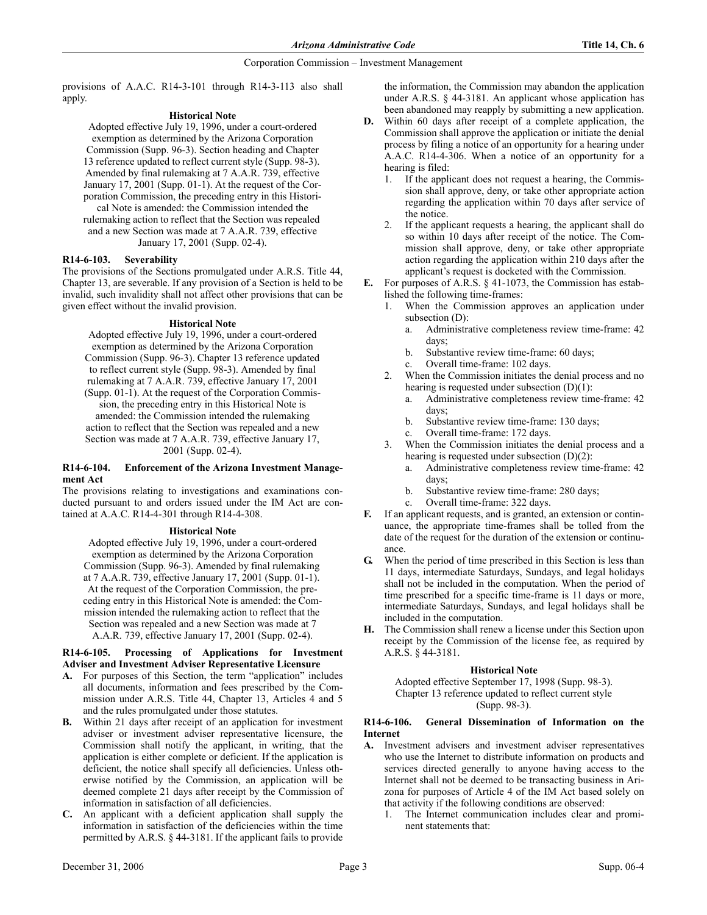provisions of A.A.C. R14-3-101 through R14-3-113 also shall apply.

**Historical Note**

Adopted effective July 19, 1996, under a court-ordered exemption as determined by the Arizona Corporation Commission (Supp. 96-3). Section heading and Chapter 13 reference updated to reflect current style (Supp. 98-3). Amended by final rulemaking at 7 A.A.R. 739, effective January 17, 2001 (Supp. 01-1). At the request of the Corporation Commission, the preceding entry in this Historical Note is amended: the Commission intended the rulemaking action to reflect that the Section was repealed and a new Section was made at 7 A.A.R. 739, effective January 17, 2001 (Supp. 02-4).

### R14-6-103. Severability

The provisions of the Sections promulgated under A.R.S. Title 44, Chapter 13, are severable. If any provision of a Section is held to be invalid, such invalidity shall not affect other provisions that can be given effect without the invalid provision.

**Historical Note**

Adopted effective July 19, 1996, under a court-ordered exemption as determined by the Arizona Corporation Commission (Supp. 96-3). Chapter 13 reference updated to reflect current style (Supp. 98-3). Amended by final rulemaking at 7 A.A.R. 739, effective January 17, 2001 (Supp. 01-1). At the request of the Corporation Commission, the preceding entry in this Historical Note is amended: the Commission intended the rulemaking action to reflect that the Section was repealed and a new Section was made at 7 A.A.R. 739, effective January 17, 2001 (Supp. 02-4).

### R14-6-104. Enforcement of the Arizona Investment Management Act

The provisions relating to investigations and examinations conducted pursuant to and orders issued under the IM Act are contained at A.A.C. R14-4-301 through R14-4-308.

**Historical Note**

Adopted effective July 19, 1996, under a court-ordered exemption as determined by the Arizona Corporation Commission (Supp. 96-3). Amended by final rulemaking at 7 A.A.R. 739, effective January 17, 2001 (Supp. 01-1). At the request of the Corporation Commission, the preceding entry in this Historical Note is amended: the Commission intended the rulemaking action to reflect that the Section was repealed and a new Section was made at 7 A.A.R. 739, effective January 17, 2001 (Supp. 02-4).

### R14-6-105. Processing of Applications for Investment Adviser and Investment Adviser Representative Licensure

**A.** For purposes of this Section, the term "application" includes all documents, information and fees prescribed by the Commission under A.R.S. Title 44, Chapter 13, Articles 4 and 5 and the rules promulgated under those statutes.

**B.** Within 21 days after receipt of an application for investment adviser or investment adviser representative licensure, the Commission shall notify the applicant, in writing, that the application is either complete or deficient. If the application is deficient, the notice shall specify all deficiencies. Unless otherwise notified by the Commission, an application will be deemed complete 21 days after receipt by the Commission of information in satisfaction of all deficiencies.

**C.** An applicant with a deficient application shall supply the information in satisfaction of the deficiencies within the time permitted by A.R.S. § 44-3181. If the applicant fails to provide the information, the Commission may abandon the application under A.R.S. § 44-3181. An applicant whose application has been abandoned may reapply by submitting a new application.

**D.** Within 60 days after receipt of a complete application, the Commission shall approve the application or initiate the denial process by filing a notice of an opportunity for a hearing under A.A.C. R14-4-306. When a notice of an opportunity for a hearing is filed:

1. If the applicant does not request a hearing, the Commission shall approve, deny, or take other appropriate action regarding the application within 70 days after service of the notice.
2. If the applicant requests a hearing, the applicant shall do so within 10 days after receipt of the notice. The Commission shall approve, deny, or take other appropriate action regarding the application within 210 days after the applicant's request is docketed with the Commission.

**E.** For purposes of A.R.S. § 41-1073, the Commission has established the following time-frames:

1. When the Commission approves an application under subsection (D):
   a. Administrative completeness review time-frame: 42 days;
   b. Substantive review time-frame: 60 days;
   c. Overall time-frame: 102 days.
2. When the Commission initiates the denial process and no hearing is requested under subsection (D)(1):
   a. Administrative completeness review time-frame: 42 days;
   b. Substantive review time-frame: 130 days;
   c. Overall time-frame: 172 days.
3. When the Commission initiates the denial process and a hearing is requested under subsection (D)(2):
   a. Administrative completeness review time-frame: 42 days;
   b. Substantive review time-frame: 280 days;
   c. Overall time-frame: 322 days.

**F.** If an applicant requests, and is granted, an extension or continuance, the appropriate time-frames shall be tolled from the date of the request for the duration of the extension or continuance.

**G.** When the period of time prescribed in this Section is less than 11 days, intermediate Saturdays, Sundays, and legal holidays shall not be included in the computation. When the period of time prescribed for a specific time-frame is 11 days or more, intermediate Saturdays, Sundays, and legal holidays shall be included in the computation.

**H.** The Commission shall renew a license under this Section upon receipt by the Commission of the license fee, as required by A.R.S. § 44-3181.

**Historical Note**

Adopted effective September 17, 1998 (Supp. 98-3). Chapter 13 reference updated to reflect current style (Supp. 98-3).

### R14-6-106. General Dissemination of Information on the Internet

**A.** Investment advisers and investment adviser representatives who use the Internet to distribute information on products and services directed generally to anyone having access to the Internet shall not be deemed to be transacting business in Arizona for purposes of Article 4 of the IM Act based solely on that activity if the following conditions are observed:

1. The Internet communication includes clear and prominent statements that: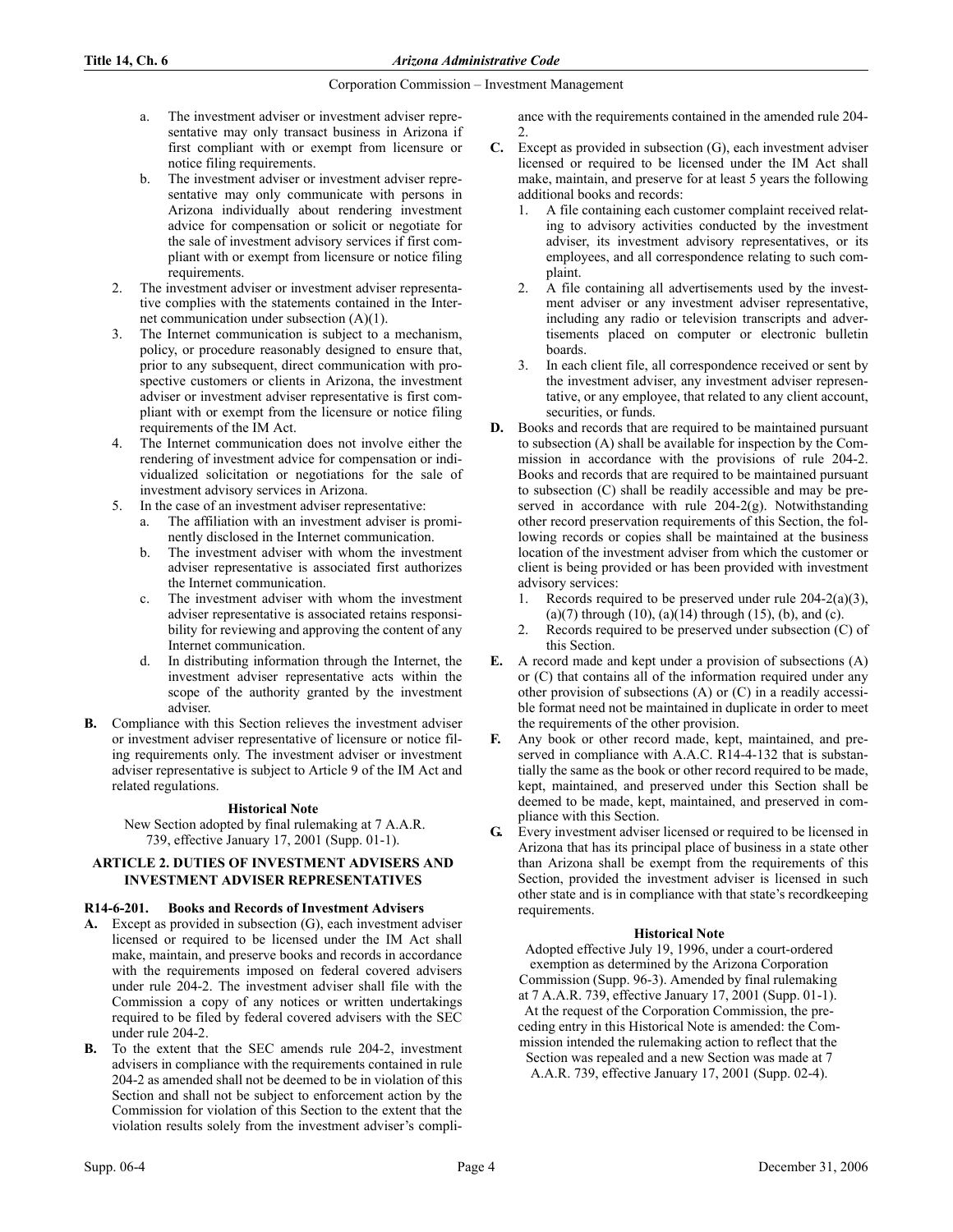a. The investment adviser or investment adviser representative may only transact business in Arizona if first compliant with or exempt from licensure or notice filing requirements.
   b. The investment adviser or investment adviser representative may only communicate with persons in Arizona individually about rendering investment advice for compensation or solicit or negotiate for the sale of investment advisory services if first compliant with or exempt from licensure or notice filing requirements.
2. The investment adviser or investment adviser representative complies with the statements contained in the Internet communication under subsection (A)(1).
3. The Internet communication is subject to a mechanism, policy, or procedure reasonably designed to ensure that, prior to any subsequent, direct communication with prospective customers or clients in Arizona, the investment adviser or investment adviser representative is first compliant with or exempt from the licensure or notice filing requirements of the IM Act.
4. The Internet communication does not involve either the rendering of investment advice for compensation or individualized solicitation or negotiations for the sale of investment advisory services in Arizona.
5. In the case of an investment adviser representative:
   a. The affiliation with an investment adviser is prominently disclosed in the Internet communication.
   b. The investment adviser with whom the investment adviser representative is associated first authorizes the Internet communication.
   c. The investment adviser with whom the investment adviser representative is associated retains responsibility for reviewing and approving the content of any Internet communication.
   d. In distributing information through the Internet, the investment adviser representative acts within the scope of the authority granted by the investment adviser.

**B.** Compliance with this Section relieves the investment adviser or investment adviser representative of licensure or notice filing requirements only. The investment adviser or investment adviser representative is subject to Article 9 of the IM Act and related regulations.

**Historical Note**

New Section adopted by final rulemaking at 7 A.A.R. 739, effective January 17, 2001 (Supp. 01-1).

## ARTICLE 2. DUTIES OF INVESTMENT ADVISERS AND INVESTMENT ADVISER REPRESENTATIVES

### R14-6-201. Books and Records of Investment Advisers

**A.** Except as provided in subsection (G), each investment adviser licensed or required to be licensed under the IM Act shall make, maintain, and preserve books and records in accordance with the requirements imposed on federal covered advisers under rule 204-2. The investment adviser shall file with the Commission a copy of any notices or written undertakings required to be filed by federal covered advisers with the SEC under rule 204-2.

**B.** To the extent that the SEC amends rule 204-2, investment advisers in compliance with the requirements contained in rule 204-2 as amended shall not be deemed to be in violation of this Section and shall not be subject to enforcement action by the Commission for violation of this Section to the extent that the violation results solely from the investment adviser's compliance with the requirements contained in the amended rule 204-2.

**C.** Except as provided in subsection (G), each investment adviser licensed or required to be licensed under the IM Act shall make, maintain, and preserve for at least 5 years the following additional books and records:
1. A file containing each customer complaint received relating to advisory activities conducted by the investment adviser, its investment advisory representatives, or its employees, and all correspondence relating to such complaint.
2. A file containing all advertisements used by the investment adviser or any investment adviser representative, including any radio or television transcripts and advertisements placed on computer or electronic bulletin boards.
3. In each client file, all correspondence received or sent by the investment adviser, any investment adviser representative, or any employee, that related to any client account, securities, or funds.

**D.** Books and records that are required to be maintained pursuant to subsection (A) shall be available for inspection by the Commission in accordance with the provisions of rule 204-2. Books and records that are required to be maintained pursuant to subsection (C) shall be readily accessible and may be preserved in accordance with rule 204-2(g). Notwithstanding other record preservation requirements of this Section, the following records or copies shall be maintained at the business location of the investment adviser from which the customer or client is being provided or has been provided with investment advisory services:
1. Records required to be preserved under rule 204-2(a)(3), (a)(7) through (10), (a)(14) through (15), (b), and (c).
2. Records required to be preserved under subsection (C) of this Section.

**E.** A record made and kept under a provision of subsections (A) or (C) that contains all of the information required under any other provision of subsections (A) or (C) in a readily accessible format need not be maintained in duplicate in order to meet the requirements of the other provision.

**F.** Any book or other record made, kept, maintained, and preserved in compliance with A.A.C. R14-4-132 that is substantially the same as the book or other record required to be made, kept, maintained, and preserved under this Section shall be deemed to be made, kept, maintained, and preserved in compliance with this Section.

**G.** Every investment adviser licensed or required to be licensed in Arizona that has its principal place of business in a state other than Arizona shall be exempt from the requirements of this Section, provided the investment adviser is licensed in such other state and is in compliance with that state's recordkeeping requirements.

**Historical Note**

Adopted effective July 19, 1996, under a court-ordered exemption as determined by the Arizona Corporation Commission (Supp. 96-3). Amended by final rulemaking at 7 A.A.R. 739, effective January 17, 2001 (Supp. 01-1). At the request of the Corporation Commission, the preceding entry in this Historical Note is amended: the Commission intended the rulemaking action to reflect that the Section was repealed and a new Section was made at 7 A.A.R. 739, effective January 17, 2001 (Supp. 02-4).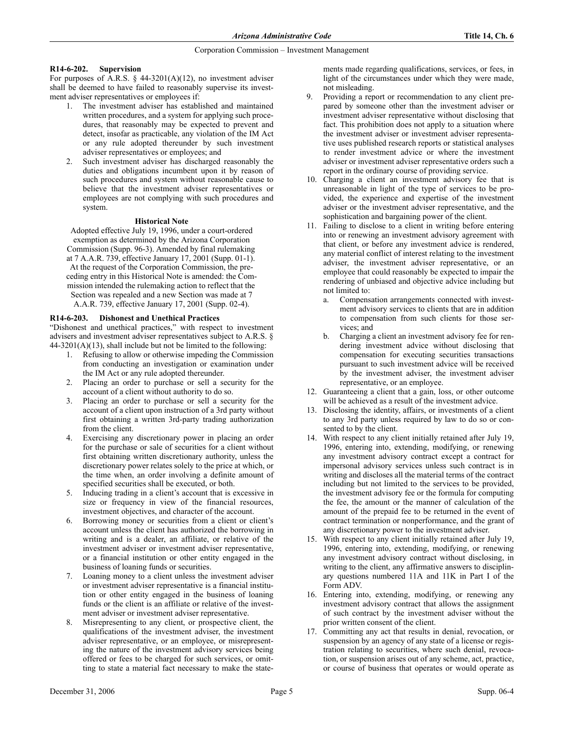### R14-6-202. Supervision

For purposes of A.R.S. § 44-3201(A)(12), no investment adviser shall be deemed to have failed to reasonably supervise its investment adviser representatives or employees if:

1. The investment adviser has established and maintained written procedures, and a system for applying such procedures, that reasonably may be expected to prevent and detect, insofar as practicable, any violation of the IM Act or any rule adopted thereunder by such investment adviser representatives or employees; and
2. Such investment adviser has discharged reasonably the duties and obligations incumbent upon it by reason of such procedures and system without reasonable cause to believe that the investment adviser representatives or employees are not complying with such procedures and system.

**Historical Note**

Adopted effective July 19, 1996, under a court-ordered exemption as determined by the Arizona Corporation Commission (Supp. 96-3). Amended by final rulemaking at 7 A.A.R. 739, effective January 17, 2001 (Supp. 01-1). At the request of the Corporation Commission, the preceding entry in this Historical Note is amended: the Commission intended the rulemaking action to reflect that the Section was repealed and a new Section was made at 7 A.A.R. 739, effective January 17, 2001 (Supp. 02-4).

### R14-6-203. Dishonest and Unethical Practices

"Dishonest and unethical practices," with respect to investment advisers and investment adviser representatives subject to A.R.S. § 44-3201(A)(13), shall include but not be limited to the following:

1. Refusing to allow or otherwise impeding the Commission from conducting an investigation or examination under the IM Act or any rule adopted thereunder.
2. Placing an order to purchase or sell a security for the account of a client without authority to do so.
3. Placing an order to purchase or sell a security for the account of a client upon instruction of a 3rd party without first obtaining a written 3rd-party trading authorization from the client.
4. Exercising any discretionary power in placing an order for the purchase or sale of securities for a client without first obtaining written discretionary authority, unless the discretionary power relates solely to the price at which, or the time when, an order involving a definite amount of specified securities shall be executed, or both.
5. Inducing trading in a client's account that is excessive in size or frequency in view of the financial resources, investment objectives, and character of the account.
6. Borrowing money or securities from a client or client's account unless the client has authorized the borrowing in writing and is a dealer, an affiliate, or relative of the investment adviser or investment adviser representative, or a financial institution or other entity engaged in the business of loaning funds or securities.
7. Loaning money to a client unless the investment adviser or investment adviser representative is a financial institution or other entity engaged in the business of loaning funds or the client is an affiliate or relative of the investment adviser or investment adviser representative.
8. Misrepresenting to any client, or prospective client, the qualifications of the investment adviser, the investment adviser representative, or an employee, or misrepresenting the nature of the investment advisory services being offered or fees to be charged for such services, or omitting to state a material fact necessary to make the statements made regarding qualifications, services, or fees, in light of the circumstances under which they were made, not misleading.
9. Providing a report or recommendation to any client prepared by someone other than the investment adviser or investment adviser representative without disclosing that fact. This prohibition does not apply to a situation where the investment adviser or investment adviser representative uses published research reports or statistical analyses to render investment advice or where the investment adviser or investment adviser representative orders such a report in the ordinary course of providing service.
10. Charging a client an investment advisory fee that is unreasonable in light of the type of services to be provided, the experience and expertise of the investment adviser or the investment adviser representative, and the sophistication and bargaining power of the client.
11. Failing to disclose to a client in writing before entering into or renewing an investment advisory agreement with that client, or before any investment advice is rendered, any material conflict of interest relating to the investment adviser, the investment adviser representative, or an employee that could reasonably be expected to impair the rendering of unbiased and objective advice including but not limited to:
    a. Compensation arrangements connected with investment advisory services to clients that are in addition to compensation from such clients for those services; and
    b. Charging a client an investment advisory fee for rendering investment advice without disclosing that compensation for executing securities transactions pursuant to such investment advice will be received by the investment adviser, the investment adviser representative, or an employee.
12. Guaranteeing a client that a gain, loss, or other outcome will be achieved as a result of the investment advice.
13. Disclosing the identity, affairs, or investments of a client to any 3rd party unless required by law to do so or consented to by the client.
14. With respect to any client initially retained after July 19, 1996, entering into, extending, modifying, or renewing any investment advisory contract except a contract for impersonal advisory services unless such contract is in writing and discloses all the material terms of the contract including but not limited to the services to be provided, the investment advisory fee or the formula for computing the fee, the amount or the manner of calculation of the amount of the prepaid fee to be returned in the event of contract termination or nonperformance, and the grant of any discretionary power to the investment adviser.
15. With respect to any client initially retained after July 19, 1996, entering into, extending, modifying, or renewing any investment advisory contract without disclosing, in writing to the client, any affirmative answers to disciplinary questions numbered 11A and 11K in Part I of the Form ADV.
16. Entering into, extending, modifying, or renewing any investment advisory contract that allows the assignment of such contract by the investment adviser without the prior written consent of the client.
17. Committing any act that results in denial, revocation, or suspension by an agency of any state of a license or registration relating to securities, where such denial, revocation, or suspension arises out of any scheme, act, practice, or course of business that operates or would operate as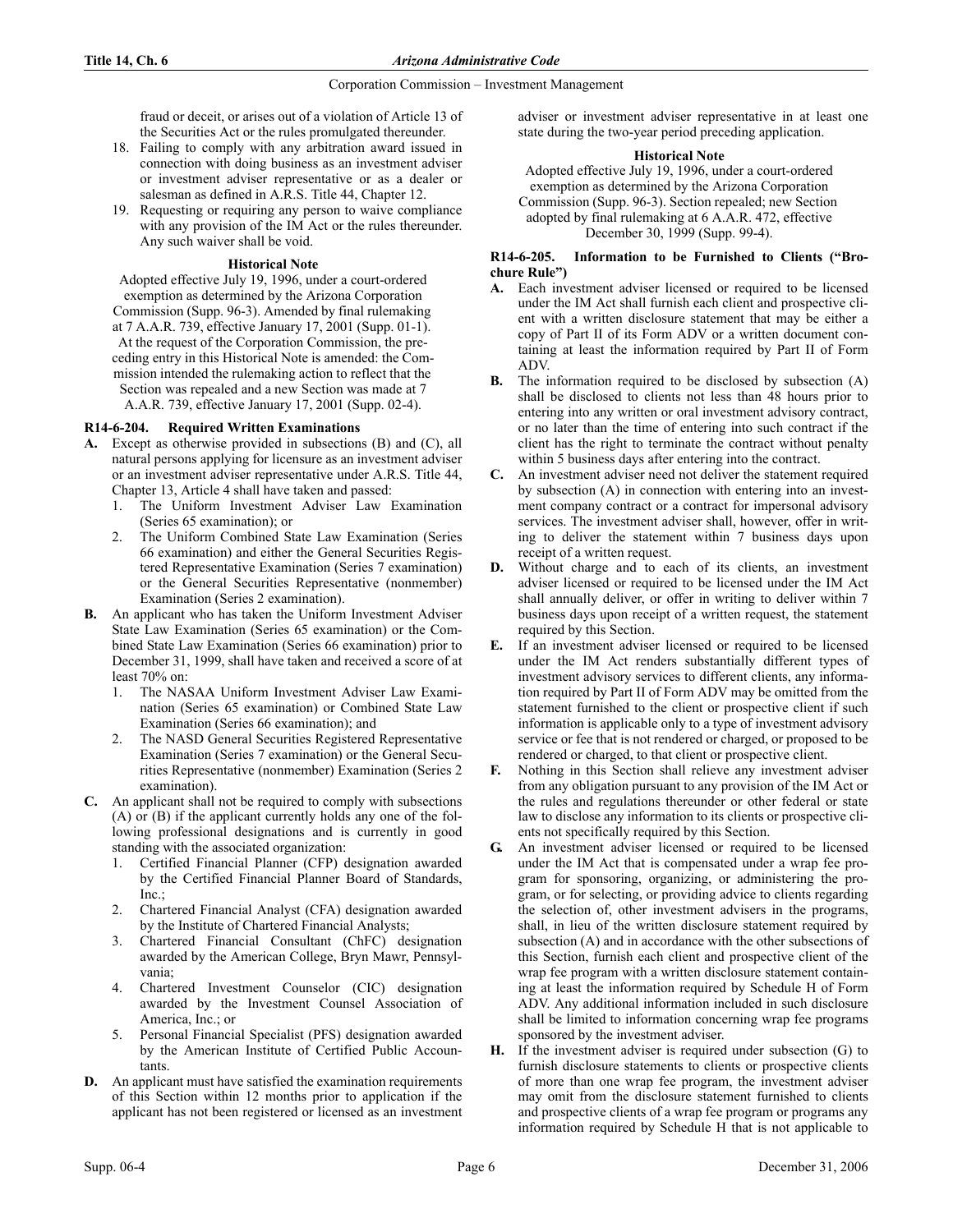fraud or deceit, or arises out of a violation of Article 13 of the Securities Act or the rules promulgated thereunder.

18. Failing to comply with any arbitration award issued in connection with doing business as an investment adviser or investment adviser representative or as a dealer or salesman as defined in A.R.S. Title 44, Chapter 12.
19. Requesting or requiring any person to waive compliance with any provision of the IM Act or the rules thereunder. Any such waiver shall be void.

**Historical Note**

Adopted effective July 19, 1996, under a court-ordered exemption as determined by the Arizona Corporation Commission (Supp. 96-3). Amended by final rulemaking at 7 A.A.R. 739, effective January 17, 2001 (Supp. 01-1). At the request of the Corporation Commission, the preceding entry in this Historical Note is amended: the Commission intended the rulemaking action to reflect that the Section was repealed and a new Section was made at 7 A.A.R. 739, effective January 17, 2001 (Supp. 02-4).

**R14-6-204. Required Written Examinations**

**A.** Except as otherwise provided in subsections (B) and (C), all natural persons applying for licensure as an investment adviser or an investment adviser representative under A.R.S. Title 44, Chapter 13, Article 4 shall have taken and passed:
1. The Uniform Investment Adviser Law Examination (Series 65 examination); or
2. The Uniform Combined State Law Examination (Series 66 examination) and either the General Securities Registered Representative Examination (Series 7 examination) or the General Securities Representative (nonmember) Examination (Series 2 examination).

**B.** An applicant who has taken the Uniform Investment Adviser State Law Examination (Series 65 examination) or the Combined State Law Examination (Series 66 examination) prior to December 31, 1999, shall have taken and received a score of at least 70% on:
1. The NASAA Uniform Investment Adviser Law Examination (Series 65 examination) or Combined State Law Examination (Series 66 examination); and
2. The NASD General Securities Registered Representative Examination (Series 7 examination) or the General Securities Representative (nonmember) Examination (Series 2 examination).

**C.** An applicant shall not be required to comply with subsections (A) or (B) if the applicant currently holds any one of the following professional designations and is currently in good standing with the associated organization:
1. Certified Financial Planner (CFP) designation awarded by the Certified Financial Planner Board of Standards, Inc.;
2. Chartered Financial Analyst (CFA) designation awarded by the Institute of Chartered Financial Analysts;
3. Chartered Financial Consultant (ChFC) designation awarded by the American College, Bryn Mawr, Pennsylvania;
4. Chartered Investment Counselor (CIC) designation awarded by the Investment Counsel Association of America, Inc.; or
5. Personal Financial Specialist (PFS) designation awarded by the American Institute of Certified Public Accountants.

**D.** An applicant must have satisfied the examination requirements of this Section within 12 months prior to application if the applicant has not been registered or licensed as an investment adviser or investment adviser representative in at least one state during the two-year period preceding application.

**Historical Note**

Adopted effective July 19, 1996, under a court-ordered exemption as determined by the Arizona Corporation Commission (Supp. 96-3). Section repealed; new Section adopted by final rulemaking at 6 A.A.R. 472, effective December 30, 1999 (Supp. 99-4).

**R14-6-205. Information to be Furnished to Clients ("Brochure Rule")**

**A.** Each investment adviser licensed or required to be licensed under the IM Act shall furnish each client and prospective client with a written disclosure statement that may be either a copy of Part II of its Form ADV or a written document containing at least the information required by Part II of Form ADV.

**B.** The information required to be disclosed by subsection (A) shall be disclosed to clients not less than 48 hours prior to entering into any written or oral investment advisory contract, or no later than the time of entering into such contract if the client has the right to terminate the contract without penalty within 5 business days after entering into the contract.

**C.** An investment adviser need not deliver the statement required by subsection (A) in connection with entering into an investment company contract or a contract for impersonal advisory services. The investment adviser shall, however, offer in writing to deliver the statement within 7 business days upon receipt of a written request.

**D.** Without charge and to each of its clients, an investment adviser licensed or required to be licensed under the IM Act shall annually deliver, or offer in writing to deliver within 7 business days upon receipt of a written request, the statement required by this Section.

**E.** If an investment adviser licensed or required to be licensed under the IM Act renders substantially different types of investment advisory services to different clients, any information required by Part II of Form ADV may be omitted from the statement furnished to the client or prospective client if such information is applicable only to a type of investment advisory service or fee that is not rendered or charged, or proposed to be rendered or charged, to that client or prospective client.

**F.** Nothing in this Section shall relieve any investment adviser from any obligation pursuant to any provision of the IM Act or the rules and regulations thereunder or other federal or state law to disclose any information to its clients or prospective clients not specifically required by this Section.

**G.** An investment adviser licensed or required to be licensed under the IM Act that is compensated under a wrap fee program for sponsoring, organizing, or administering the program, or for selecting, or providing advice to clients regarding the selection of, other investment advisers in the programs, shall, in lieu of the written disclosure statement required by subsection (A) and in accordance with the other subsections of this Section, furnish each client and prospective client of the wrap fee program with a written disclosure statement containing at least the information required by Schedule H of Form ADV. Any additional information included in such disclosure shall be limited to information concerning wrap fee programs sponsored by the investment adviser.

**H.** If the investment adviser is required under subsection (G) to furnish disclosure statements to clients or prospective clients of more than one wrap fee program, the investment adviser may omit from the disclosure statement furnished to clients and prospective clients of a wrap fee program or programs any information required by Schedule H that is not applicable to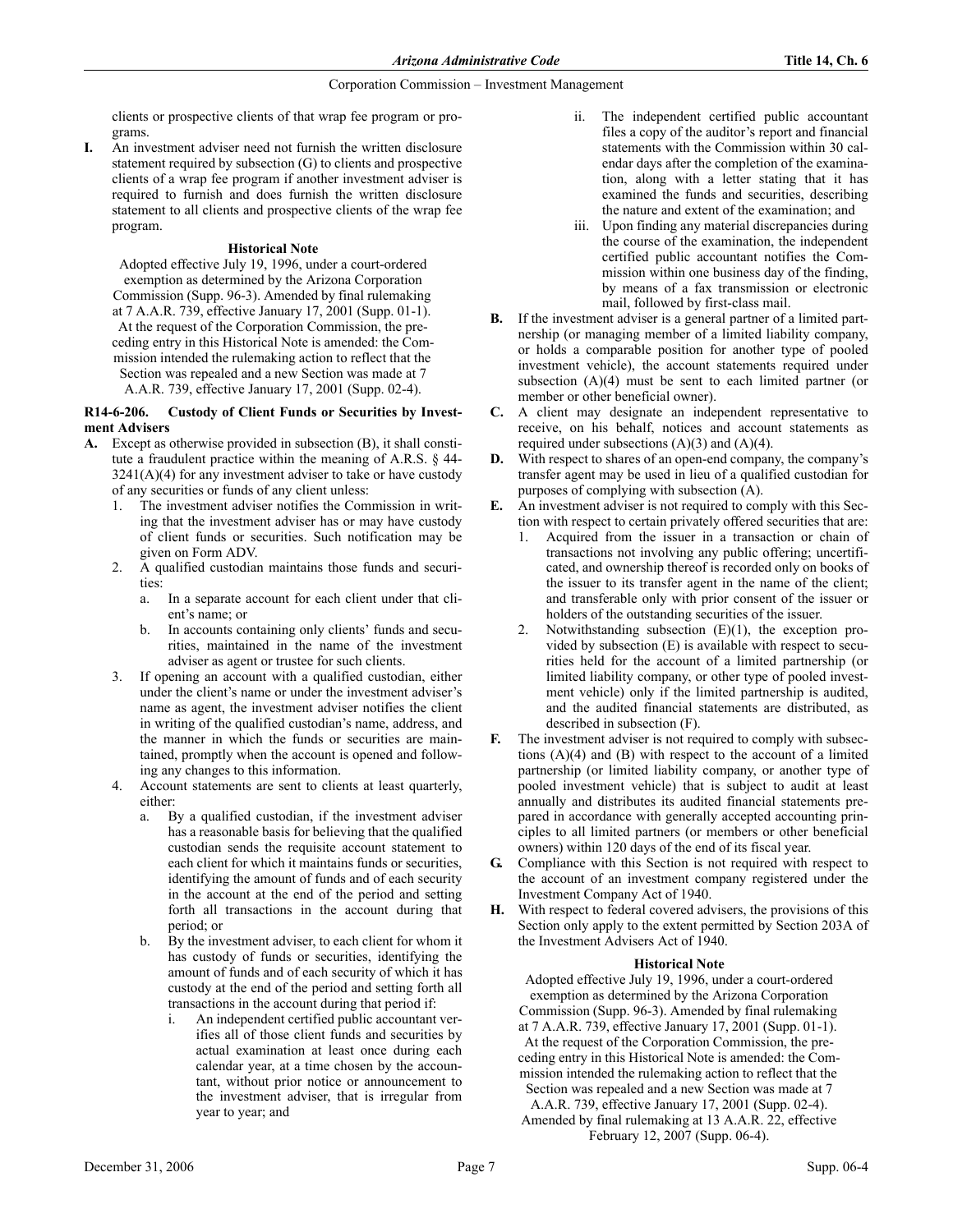clients or prospective clients of that wrap fee program or programs.

**I.** An investment adviser need not furnish the written disclosure statement required by subsection (G) to clients and prospective clients of a wrap fee program if another investment adviser is required to furnish and does furnish the written disclosure statement to all clients and prospective clients of the wrap fee program.

**Historical Note**

Adopted effective July 19, 1996, under a court-ordered exemption as determined by the Arizona Corporation Commission (Supp. 96-3). Amended by final rulemaking at 7 A.A.R. 739, effective January 17, 2001 (Supp. 01-1). At the request of the Corporation Commission, the preceding entry in this Historical Note is amended: the Commission intended the rulemaking action to reflect that the Section was repealed and a new Section was made at 7 A.A.R. 739, effective January 17, 2001 (Supp. 02-4).

**R14-6-206. Custody of Client Funds or Securities by Investment Advisers**

**A.** Except as otherwise provided in subsection (B), it shall constitute a fraudulent practice within the meaning of A.R.S. § 44-3241(A)(4) for any investment adviser to take or have custody of any securities or funds of any client unless:
   1. The investment adviser notifies the Commission in writing that the investment adviser has or may have custody of client funds or securities. Such notification may be given on Form ADV.
   2. A qualified custodian maintains those funds and securities:
      a. In a separate account for each client under that client's name; or
      b. In accounts containing only clients' funds and securities, maintained in the name of the investment adviser as agent or trustee for such clients.
   3. If opening an account with a qualified custodian, either under the client's name or under the investment adviser's name as agent, the investment adviser notifies the client in writing of the qualified custodian's name, address, and the manner in which the funds or securities are maintained, promptly when the account is opened and following any changes to this information.
   4. Account statements are sent to clients at least quarterly, either:
      a. By a qualified custodian, if the investment adviser has a reasonable basis for believing that the qualified custodian sends the requisite account statement to each client for which it maintains funds or securities, identifying the amount of funds and of each security in the account at the end of the period and setting forth all transactions in the account during that period; or
      b. By the investment adviser, to each client for whom it has custody of funds or securities, identifying the amount of funds and of each security of which it has custody at the end of the period and setting forth all transactions in the account during that period if:
         i. An independent certified public accountant verifies all of those client funds and securities by actual examination at least once during each calendar year, at a time chosen by the accountant, without prior notice or announcement to the investment adviser, that is irregular from year to year; and
         ii. The independent certified public accountant files a copy of the auditor's report and financial statements with the Commission within 30 calendar days after the completion of the examination, along with a letter stating that it has examined the funds and securities, describing the nature and extent of the examination; and
         iii. Upon finding any material discrepancies during the course of the examination, the independent certified public accountant notifies the Commission within one business day of the finding, by means of a fax transmission or electronic mail, followed by first-class mail.

**B.** If the investment adviser is a general partner of a limited partnership (or managing member of a limited liability company, or holds a comparable position for another type of pooled investment vehicle), the account statements required under subsection (A)(4) must be sent to each limited partner (or member or other beneficial owner).

**C.** A client may designate an independent representative to receive, on his behalf, notices and account statements as required under subsections (A)(3) and (A)(4).

**D.** With respect to shares of an open-end company, the company's transfer agent may be used in lieu of a qualified custodian for purposes of complying with subsection (A).

**E.** An investment adviser is not required to comply with this Section with respect to certain privately offered securities that are:
   1. Acquired from the issuer in a transaction or chain of transactions not involving any public offering; uncertificated, and ownership thereof is recorded only on books of the issuer to its transfer agent in the name of the client; and transferable only with prior consent of the issuer or holders of the outstanding securities of the issuer.
   2. Notwithstanding subsection (E)(1), the exception provided by subsection (E) is available with respect to securities held for the account of a limited partnership (or limited liability company, or other type of pooled investment vehicle) only if the limited partnership is audited, and the audited financial statements are distributed, as described in subsection (F).

**F.** The investment adviser is not required to comply with subsections (A)(4) and (B) with respect to the account of a limited partnership (or limited liability company, or another type of pooled investment vehicle) that is subject to audit at least annually and distributes its audited financial statements prepared in accordance with generally accepted accounting principles to all limited partners (or members or other beneficial owners) within 120 days of the end of its fiscal year.

**G.** Compliance with this Section is not required with respect to the account of an investment company registered under the Investment Company Act of 1940.

**H.** With respect to federal covered advisers, the provisions of this Section only apply to the extent permitted by Section 203A of the Investment Advisers Act of 1940.

**Historical Note**

Adopted effective July 19, 1996, under a court-ordered exemption as determined by the Arizona Corporation Commission (Supp. 96-3). Amended by final rulemaking at 7 A.A.R. 739, effective January 17, 2001 (Supp. 01-1). At the request of the Corporation Commission, the preceding entry in this Historical Note is amended: the Commission intended the rulemaking action to reflect that the Section was repealed and a new Section was made at 7 A.A.R. 739, effective January 17, 2001 (Supp. 02-4). Amended by final rulemaking at 13 A.A.R. 22, effective February 12, 2007 (Supp. 06-4).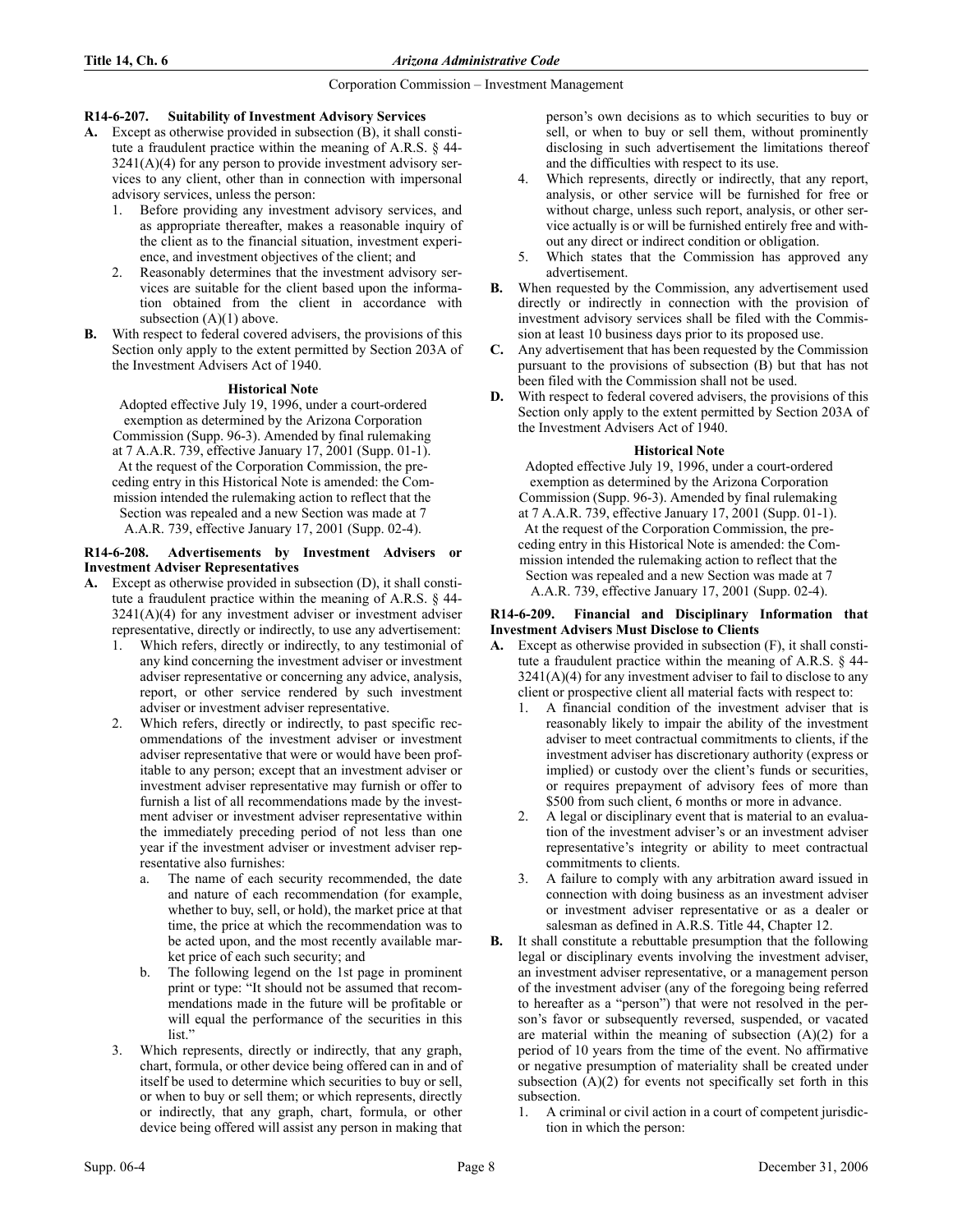### R14-6-207. Suitability of Investment Advisory Services

**A.** Except as otherwise provided in subsection (B), it shall constitute a fraudulent practice within the meaning of A.R.S. § 44-3241(A)(4) for any person to provide investment advisory services to any client, other than in connection with impersonal advisory services, unless the person:

1. Before providing any investment advisory services, and as appropriate thereafter, makes a reasonable inquiry of the client as to the financial situation, investment experience, and investment objectives of the client; and
2. Reasonably determines that the investment advisory services are suitable for the client based upon the information obtained from the client in accordance with subsection (A)(1) above.

**B.** With respect to federal covered advisers, the provisions of this Section only apply to the extent permitted by Section 203A of the Investment Advisers Act of 1940.

**Historical Note**

Adopted effective July 19, 1996, under a court-ordered exemption as determined by the Arizona Corporation Commission (Supp. 96-3). Amended by final rulemaking at 7 A.A.R. 739, effective January 17, 2001 (Supp. 01-1). At the request of the Corporation Commission, the preceding entry in this Historical Note is amended: the Commission intended the rulemaking action to reflect that the Section was repealed and a new Section was made at 7 A.A.R. 739, effective January 17, 2001 (Supp. 02-4).

### R14-6-208. Advertisements by Investment Advisers or Investment Adviser Representatives

**A.** Except as otherwise provided in subsection (D), it shall constitute a fraudulent practice within the meaning of A.R.S. § 44-3241(A)(4) for any investment adviser or investment adviser representative, directly or indirectly, to use any advertisement:

1. Which refers, directly or indirectly, to any testimonial of any kind concerning the investment adviser or investment adviser representative or concerning any advice, analysis, report, or other service rendered by such investment adviser or investment adviser representative.
2. Which refers, directly or indirectly, to past specific recommendations of the investment adviser or investment adviser representative that were or would have been profitable to any person; except that an investment adviser or investment adviser representative may furnish or offer to furnish a list of all recommendations made by the investment adviser or investment adviser representative within the immediately preceding period of not less than one year if the investment adviser or investment adviser representative also furnishes:
   a. The name of each security recommended, the date and nature of each recommendation (for example, whether to buy, sell, or hold), the market price at that time, the price at which the recommendation was to be acted upon, and the most recently available market price of each such security; and
   b. The following legend on the 1st page in prominent print or type: "It should not be assumed that recommendations made in the future will be profitable or will equal the performance of the securities in this list."
3. Which represents, directly or indirectly, that any graph, chart, formula, or other device being offered can in and of itself be used to determine which securities to buy or sell, or when to buy or sell them; or which represents, directly or indirectly, that any graph, chart, formula, or other device being offered will assist any person in making that person's own decisions as to which securities to buy or sell, or when to buy or sell them, without prominently disclosing in such advertisement the limitations thereof and the difficulties with respect to its use.
4. Which represents, directly or indirectly, that any report, analysis, or other service will be furnished for free or without charge, unless such report, analysis, or other service actually is or will be furnished entirely free and without any direct or indirect condition or obligation.
5. Which states that the Commission has approved any advertisement.

**B.** When requested by the Commission, any advertisement used directly or indirectly in connection with the provision of investment advisory services shall be filed with the Commission at least 10 business days prior to its proposed use.

**C.** Any advertisement that has been requested by the Commission pursuant to the provisions of subsection (B) but that has not been filed with the Commission shall not be used.

**D.** With respect to federal covered advisers, the provisions of this Section only apply to the extent permitted by Section 203A of the Investment Advisers Act of 1940.

**Historical Note**

Adopted effective July 19, 1996, under a court-ordered exemption as determined by the Arizona Corporation Commission (Supp. 96-3). Amended by final rulemaking at 7 A.A.R. 739, effective January 17, 2001 (Supp. 01-1). At the request of the Corporation Commission, the preceding entry in this Historical Note is amended: the Commission intended the rulemaking action to reflect that the Section was repealed and a new Section was made at 7 A.A.R. 739, effective January 17, 2001 (Supp. 02-4).

### R14-6-209. Financial and Disciplinary Information that Investment Advisers Must Disclose to Clients

**A.** Except as otherwise provided in subsection (F), it shall constitute a fraudulent practice within the meaning of A.R.S. § 44-3241(A)(4) for any investment adviser to fail to disclose to any client or prospective client all material facts with respect to:

1. A financial condition of the investment adviser that is reasonably likely to impair the ability of the investment adviser to meet contractual commitments to clients, if the investment adviser has discretionary authority (express or implied) or custody over the client's funds or securities, or requires prepayment of advisory fees of more than $500 from such client, 6 months or more in advance.
2. A legal or disciplinary event that is material to an evaluation of the investment adviser's or an investment adviser representative's integrity or ability to meet contractual commitments to clients.
3. A failure to comply with any arbitration award issued in connection with doing business as an investment adviser or investment adviser representative or as a dealer or salesman as defined in A.R.S. Title 44, Chapter 12.

**B.** It shall constitute a rebuttable presumption that the following legal or disciplinary events involving the investment adviser, an investment adviser representative, or a management person of the investment adviser (any of the foregoing being referred to hereafter as a "person") that were not resolved in the person's favor or subsequently reversed, suspended, or vacated are material within the meaning of subsection (A)(2) for a period of 10 years from the time of the event. No affirmative or negative presumption of materiality shall be created under subsection (A)(2) for events not specifically set forth in this subsection.

1. A criminal or civil action in a court of competent jurisdiction in which the person: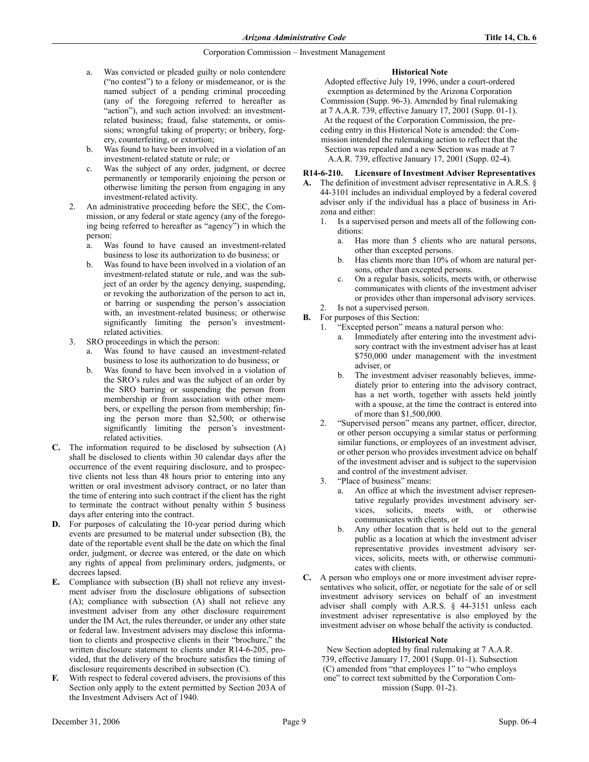a. Was convicted or pleaded guilty or nolo contendere ("no contest") to a felony or misdemeanor, or is the named subject of a pending criminal proceeding (any of the foregoing referred to hereafter as "action"), and such action involved: an investment-related business; fraud, false statements, or omissions; wrongful taking of property; or bribery, forgery, counterfeiting, or extortion;

b. Was found to have been involved in a violation of an investment-related statute or rule; or

c. Was the subject of any order, judgment, or decree permanently or temporarily enjoining the person or otherwise limiting the person from engaging in any investment-related activity.

2. An administrative proceeding before the SEC, the Commission, or any federal or state agency (any of the foregoing being referred to hereafter as "agency") in which the person:

   a. Was found to have caused an investment-related business to lose its authorization to do business; or

   b. Was found to have been involved in a violation of an investment-related statute or rule, and was the subject of an order by the agency denying, suspending, or revoking the authorization of the person to act in, or barring or suspending the person's association with, an investment-related business; or otherwise significantly limiting the person's investment-related activities.

3. SRO proceedings in which the person:

   a. Was found to have caused an investment-related business to lose its authorization to do business; or

   b. Was found to have been involved in a violation of the SRO's rules and was the subject of an order by the SRO barring or suspending the person from membership or from association with other members, or expelling the person from membership; fining the person more than $2,500; or otherwise significantly limiting the person's investment-related activities.

**C.** The information required to be disclosed by subsection (A) shall be disclosed to clients within 30 calendar days after the occurrence of the event requiring disclosure, and to prospective clients not less than 48 hours prior to entering into any written or oral investment advisory contract, or no later than the time of entering into such contract if the client has the right to terminate the contract without penalty within 5 business days after entering into the contract.

**D.** For purposes of calculating the 10-year period during which events are presumed to be material under subsection (B), the date of the reportable event shall be the date on which the final order, judgment, or decree was entered, or the date on which any rights of appeal from preliminary orders, judgments, or decrees lapsed.

**E.** Compliance with subsection (B) shall not relieve any investment adviser from the disclosure obligations of subsection (A); compliance with subsection (A) shall not relieve any investment adviser from any other disclosure requirement under the IM Act, the rules thereunder, or under any other state or federal law. Investment advisers may disclose this information to clients and prospective clients in their "brochure," the written disclosure statement to clients under R14-6-205, provided, that the delivery of the brochure satisfies the timing of disclosure requirements described in subsection (C).

**F.** With respect to federal covered advisers, the provisions of this Section only apply to the extent permitted by Section 203A of the Investment Advisers Act of 1940.

**Historical Note**

Adopted effective July 19, 1996, under a court-ordered exemption as determined by the Arizona Corporation Commission (Supp. 96-3). Amended by final rulemaking at 7 A.A.R. 739, effective January 17, 2001 (Supp. 01-1). At the request of the Corporation Commission, the preceding entry in this Historical Note is amended: the Commission intended the rulemaking action to reflect that the Section was repealed and a new Section was made at 7 A.A.R. 739, effective January 17, 2001 (Supp. 02-4).

### R14-6-210. Licensure of Investment Adviser Representatives

**A.** The definition of investment adviser representative in A.R.S. § 44-3101 includes an individual employed by a federal covered adviser only if the individual has a place of business in Arizona and either:

1. Is a supervised person and meets all of the following conditions:

   a. Has more than 5 clients who are natural persons, other than excepted persons.

   b. Has clients more than 10% of whom are natural persons, other than excepted persons.

   c. On a regular basis, solicits, meets with, or otherwise communicates with clients of the investment adviser or provides other than impersonal advisory services.

2. Is not a supervised person.

**B.** For purposes of this Section:

1. "Excepted person" means a natural person who:

   a. Immediately after entering into the investment advisory contract with the investment adviser has at least $750,000 under management with the investment adviser, or

   b. The investment adviser reasonably believes, immediately prior to entering into the advisory contract, has a net worth, together with assets held jointly with a spouse, at the time the contract is entered into of more than $1,500,000.

2. "Supervised person" means any partner, officer, director, or other person occupying a similar status or performing similar functions, or employees of an investment adviser, or other person who provides investment advice on behalf of the investment adviser and is subject to the supervision and control of the investment adviser.

3. "Place of business" means:

   a. An office at which the investment adviser representative regularly provides investment advisory services, solicits, meets with, or otherwise communicates with clients, or

   b. Any other location that is held out to the general public as a location at which the investment adviser representative provides investment advisory services, solicits, meets with, or otherwise communicates with clients.

**C.** A person who employs one or more investment adviser representatives who solicit, offer, or negotiate for the sale of or sell investment advisory services on behalf of an investment adviser shall comply with A.R.S. § 44-3151 unless each investment adviser representative is also employed by the investment adviser on whose behalf the activity is conducted.

**Historical Note**

New Section adopted by final rulemaking at 7 A.A.R. 739, effective January 17, 2001 (Supp. 01-1). Subsection (C) amended from "that employees 1" to "who employs one" to correct text submitted by the Corporation Commission (Supp. 01-2).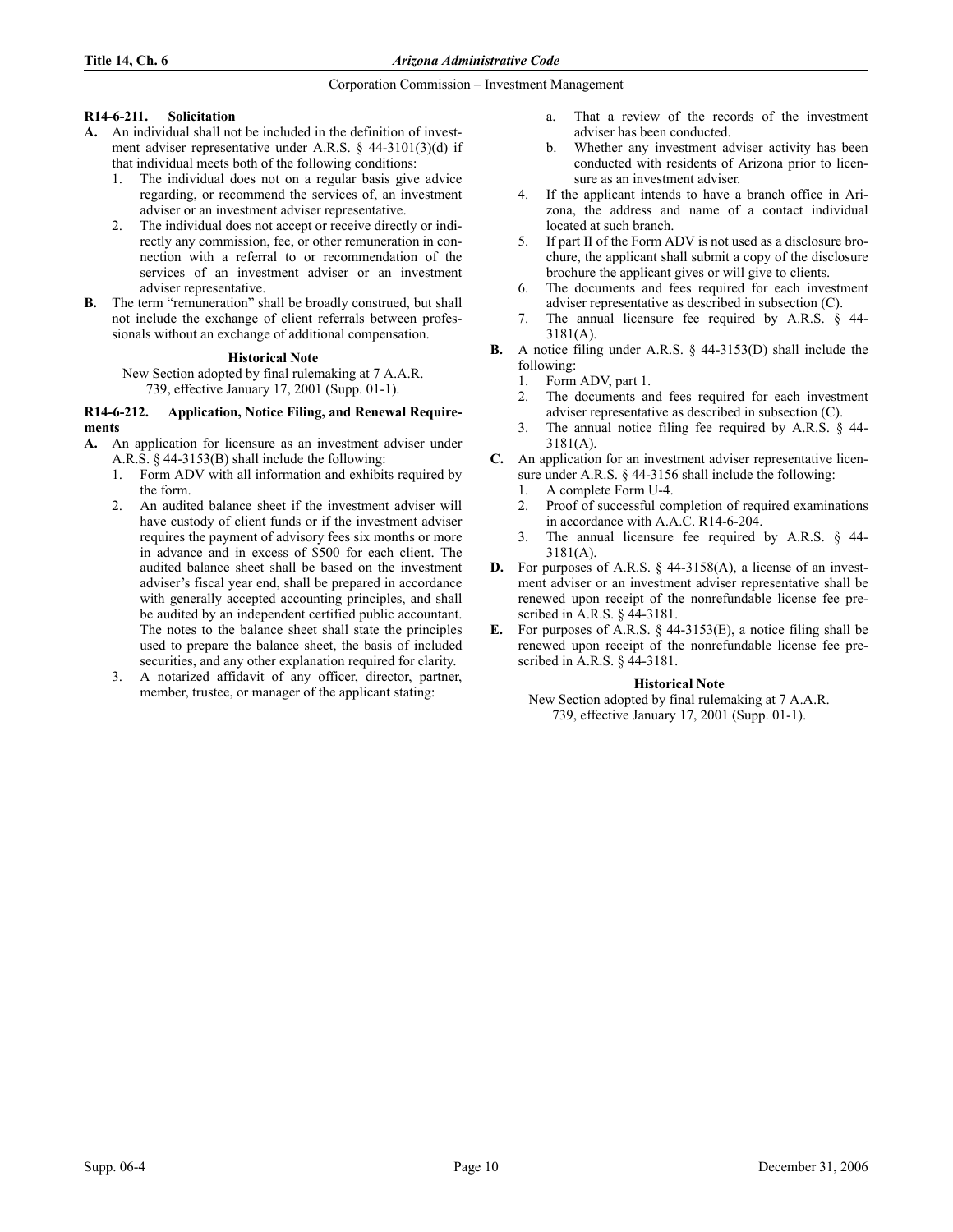#### R14-6-211. Solicitation

**A.** An individual shall not be included in the definition of investment adviser representative under A.R.S. § 44-3101(3)(d) if that individual meets both of the following conditions:

1. The individual does not on a regular basis give advice regarding, or recommend the services of, an investment adviser or an investment adviser representative.
2. The individual does not accept or receive directly or indirectly any commission, fee, or other remuneration in connection with a referral to or recommendation of the services of an investment adviser or an investment adviser representative.

**B.** The term "remuneration" shall be broadly construed, but shall not include the exchange of client referrals between professionals without an exchange of additional compensation.

**Historical Note**

New Section adopted by final rulemaking at 7 A.A.R. 739, effective January 17, 2001 (Supp. 01-1).

#### R14-6-212. Application, Notice Filing, and Renewal Requirements

**A.** An application for licensure as an investment adviser under A.R.S. § 44-3153(B) shall include the following:

1. Form ADV with all information and exhibits required by the form.
2. An audited balance sheet if the investment adviser will have custody of client funds or if the investment adviser requires the payment of advisory fees six months or more in advance and in excess of $500 for each client. The audited balance sheet shall be based on the investment adviser's fiscal year end, shall be prepared in accordance with generally accepted accounting principles, and shall be audited by an independent certified public accountant. The notes to the balance sheet shall state the principles used to prepare the balance sheet, the basis of included securities, and any other explanation required for clarity.
3. A notarized affidavit of any officer, director, partner, member, trustee, or manager of the applicant stating:
   a. That a review of the records of the investment adviser has been conducted.
   b. Whether any investment adviser activity has been conducted with residents of Arizona prior to licensure as an investment adviser.
4. If the applicant intends to have a branch office in Arizona, the address and name of a contact individual located at such branch.
5. If part II of the Form ADV is not used as a disclosure brochure, the applicant shall submit a copy of the disclosure brochure the applicant gives or will give to clients.
6. The documents and fees required for each investment adviser representative as described in subsection (C).
7. The annual licensure fee required by A.R.S. § 44-3181(A).

**B.** A notice filing under A.R.S. § 44-3153(D) shall include the following:

1. Form ADV, part 1.
2. The documents and fees required for each investment adviser representative as described in subsection (C).
3. The annual notice filing fee required by A.R.S. § 44-3181(A).

**C.** An application for an investment adviser representative licensure under A.R.S. § 44-3156 shall include the following:

1. A complete Form U-4.
2. Proof of successful completion of required examinations in accordance with A.A.C. R14-6-204.
3. The annual licensure fee required by A.R.S. § 44-3181(A).

**D.** For purposes of A.R.S. § 44-3158(A), a license of an investment adviser or an investment adviser representative shall be renewed upon receipt of the nonrefundable license fee prescribed in A.R.S. § 44-3181.

**E.** For purposes of A.R.S. § 44-3153(E), a notice filing shall be renewed upon receipt of the nonrefundable license fee prescribed in A.R.S. § 44-3181.

**Historical Note**

New Section adopted by final rulemaking at 7 A.A.R. 739, effective January 17, 2001 (Supp. 01-1).